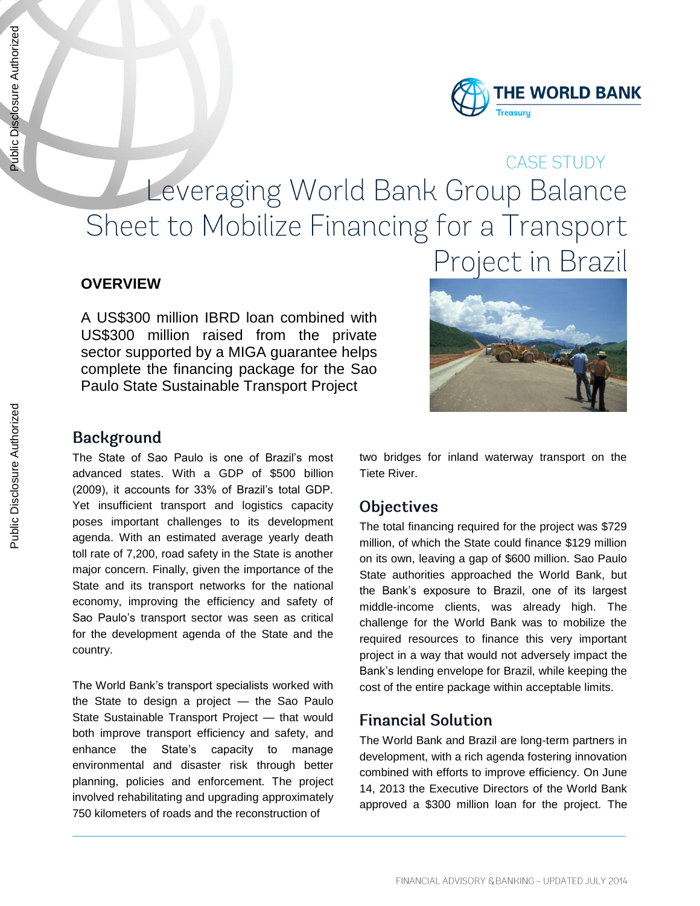CASE STUDY

# Leveraging World Bank Group Balance Sheet to Mobilize Financing for a Transport Project in Brazil

## OVERVIEW

A US$300 million IBRD loan combined with US$300 million raised from the private sector supported by a MIGA guarantee helps complete the financing package for the Sao Paulo State Sustainable Transport Project

## Background

The State of Sao Paulo is one of Brazil's most advanced states. With a GDP of $500 billion (2009), it accounts for 33% of Brazil's total GDP. Yet insufficient transport and logistics capacity poses important challenges to its development agenda. With an estimated average yearly death toll rate of 7,200, road safety in the State is another major concern. Finally, given the importance of the State and its transport networks for the national economy, improving the efficiency and safety of Sao Paulo's transport sector was seen as critical for the development agenda of the State and the country.

The World Bank's transport specialists worked with the State to design a project — the Sao Paulo State Sustainable Transport Project — that would both improve transport efficiency and safety, and enhance the State's capacity to manage environmental and disaster risk through better planning, policies and enforcement. The project involved rehabilitating and upgrading approximately 750 kilometers of roads and the reconstruction of two bridges for inland waterway transport on the Tiete River.

## Objectives

The total financing required for the project was $729 million, of which the State could finance $129 million on its own, leaving a gap of $600 million. Sao Paulo State authorities approached the World Bank, but the Bank's exposure to Brazil, one of its largest middle-income clients, was already high. The challenge for the World Bank was to mobilize the required resources to finance this very important project in a way that would not adversely impact the Bank's lending envelope for Brazil, while keeping the cost of the entire package within acceptable limits.

## Financial Solution

The World Bank and Brazil are long-term partners in development, with a rich agenda fostering innovation combined with efforts to improve efficiency. On June 14, 2013 the Executive Directors of the World Bank approved a $300 million loan for the project. The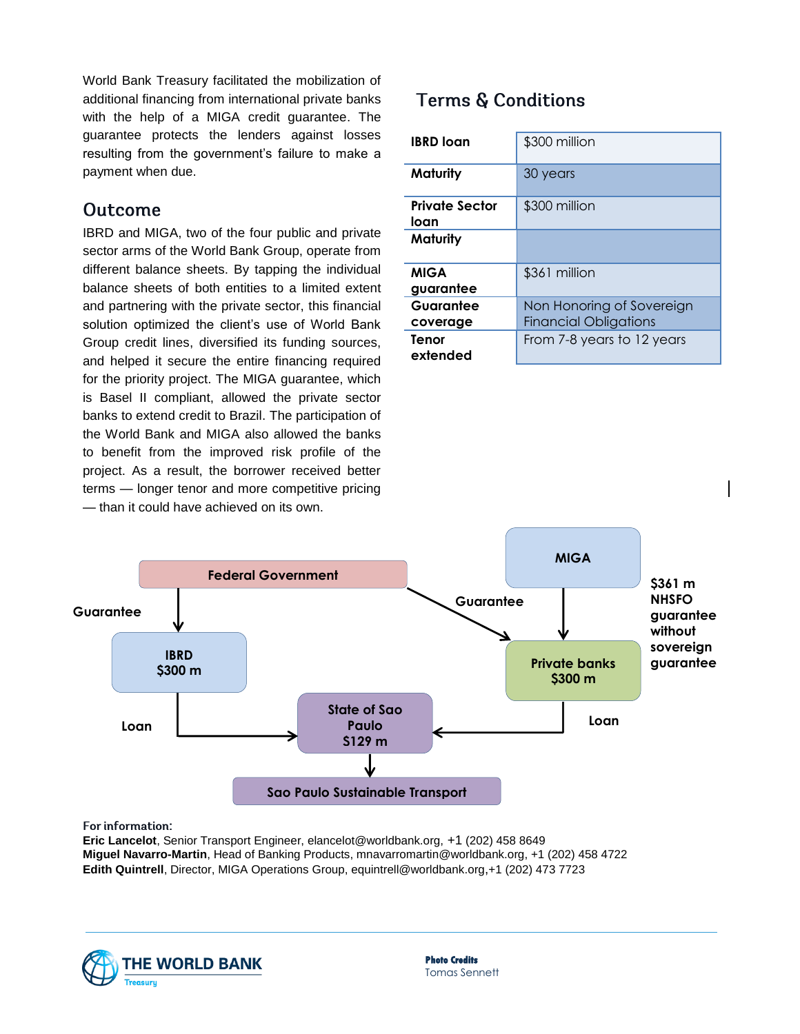World Bank Treasury facilitated the mobilization of additional financing from international private banks with the help of a MIGA credit guarantee. The guarantee protects the lenders against losses resulting from the government's failure to make a payment when due.

## Outcome

IBRD and MIGA, two of the four public and private sector arms of the World Bank Group, operate from different balance sheets. By tapping the individual balance sheets of both entities to a limited extent and partnering with the private sector, this financial solution optimized the client's use of World Bank Group credit lines, diversified its funding sources, and helped it secure the entire financing required for the priority project. The MIGA guarantee, which is Basel II compliant, allowed the private sector banks to extend credit to Brazil. The participation of the World Bank and MIGA also allowed the banks to benefit from the improved risk profile of the project. As a result, the borrower received better terms — longer tenor and more competitive pricing — than it could have achieved on its own.

## Terms & Conditions

| | |
|---|---|
| **IBRD loan** | $300 million |
| **Maturity** | 30 years |
| **Private Sector loan** | $300 million |
| **Maturity** | |
| **MIGA guarantee** | $361 million |
| **Guarantee coverage** | Non Honoring of Sovereign Financial Obligations |
| **Tenor extended** | From 7-8 years to 12 years |

Federal Government

Guarantee

IBRD
$300 m

Loan

Guarantee

MIGA

$361 m NHSFO guarantee without sovereign guarantee

Private banks
$300 m

Loan

State of Sao Paulo
$129 m

Sao Paulo Sustainable Transport

**For information:**
**Eric Lancelot**, Senior Transport Engineer, elancelot@worldbank.org, +1 (202) 458 8649
**Miguel Navarro-Martin**, Head of Banking Products, mnavarromartin@worldbank.org, +1 (202) 458 4722
**Edith Quintrell**, Director, MIGA Operations Group, equintrell@worldbank.org,+1 (202) 473 7723

THE WORLD BANK
Treasury

**Photo Credits**
Tomas Sennett